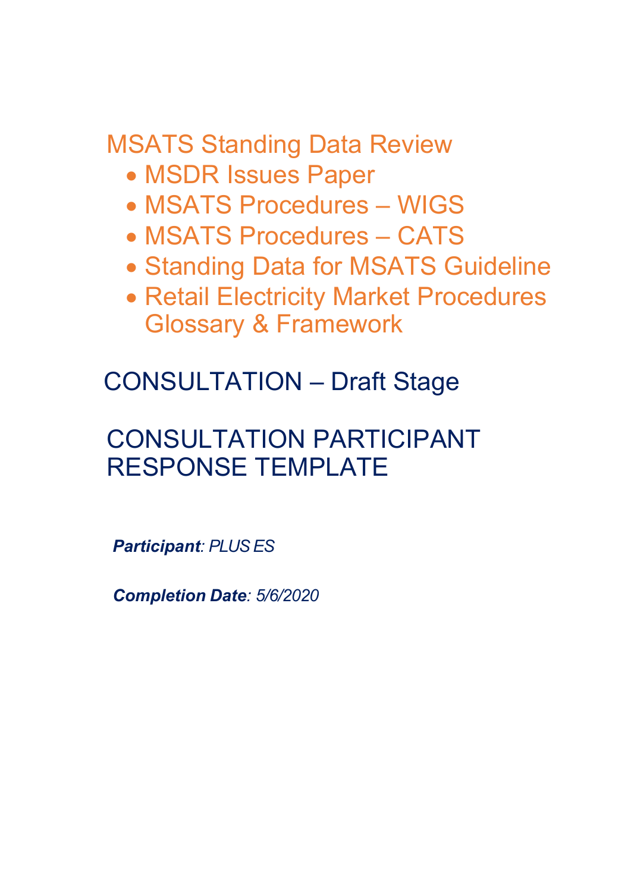# MSATS Standing Data Review

- MSDR Issues Paper
- MSATS Procedures – WIGS
- MSATS Procedures – CATS
- Standing Data for MSATS Guideline
- Retail Electricity Market Procedures Glossary & Framework

## CONSULTATION – Draft Stage

## CONSULTATION PARTICIPANT RESPONSE TEMPLATE

***Participant**: PLUS ES*

***Completion Date**: 5/6/2020*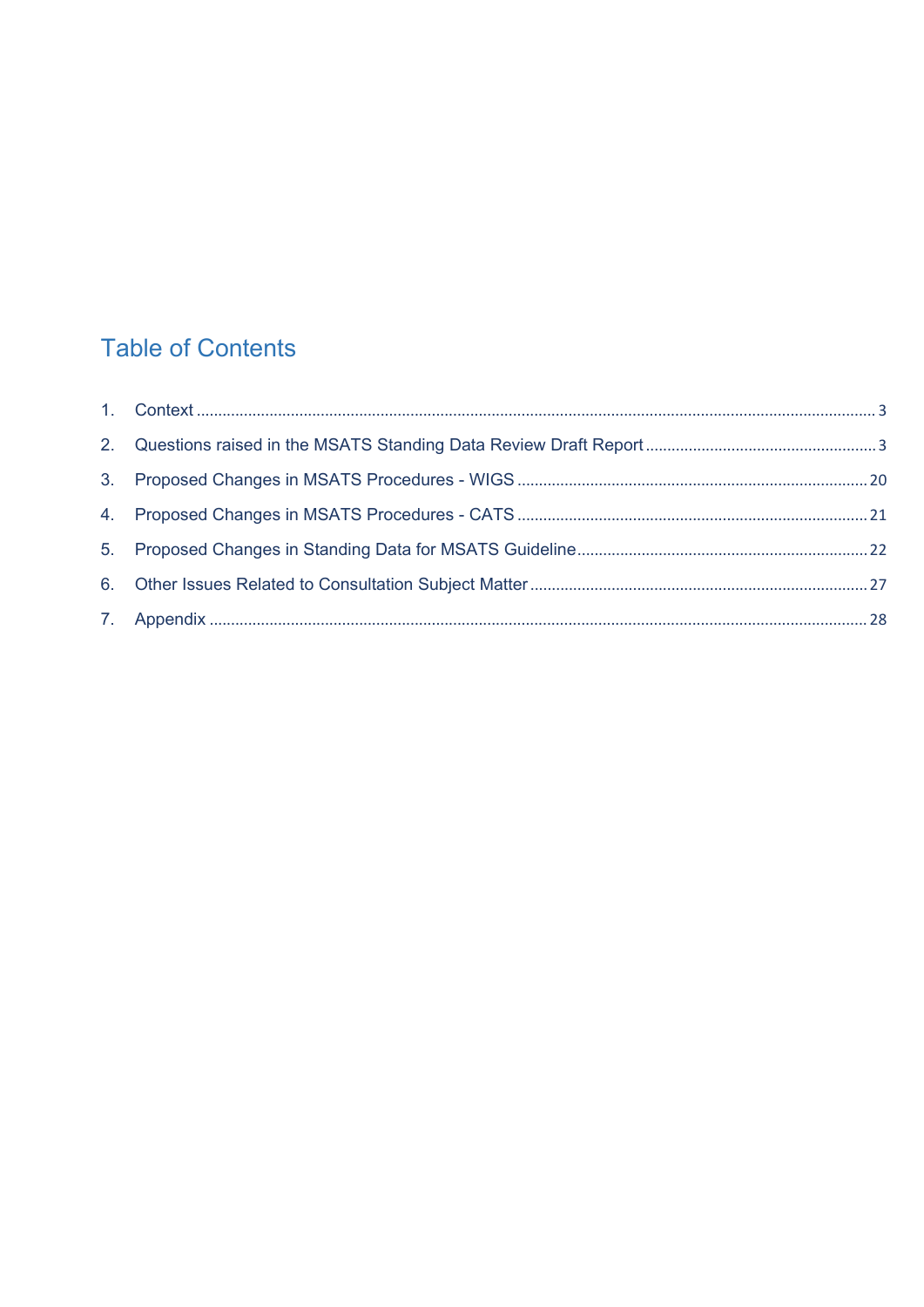# Table of Contents

1. Context ..... 3
2. Questions raised in the MSATS Standing Data Review Draft Report ..... 3
3. Proposed Changes in MSATS Procedures - WIGS ..... 20
4. Proposed Changes in MSATS Procedures - CATS ..... 21
5. Proposed Changes in Standing Data for MSATS Guideline ..... 22
6. Other Issues Related to Consultation Subject Matter ..... 27
7. Appendix ..... 28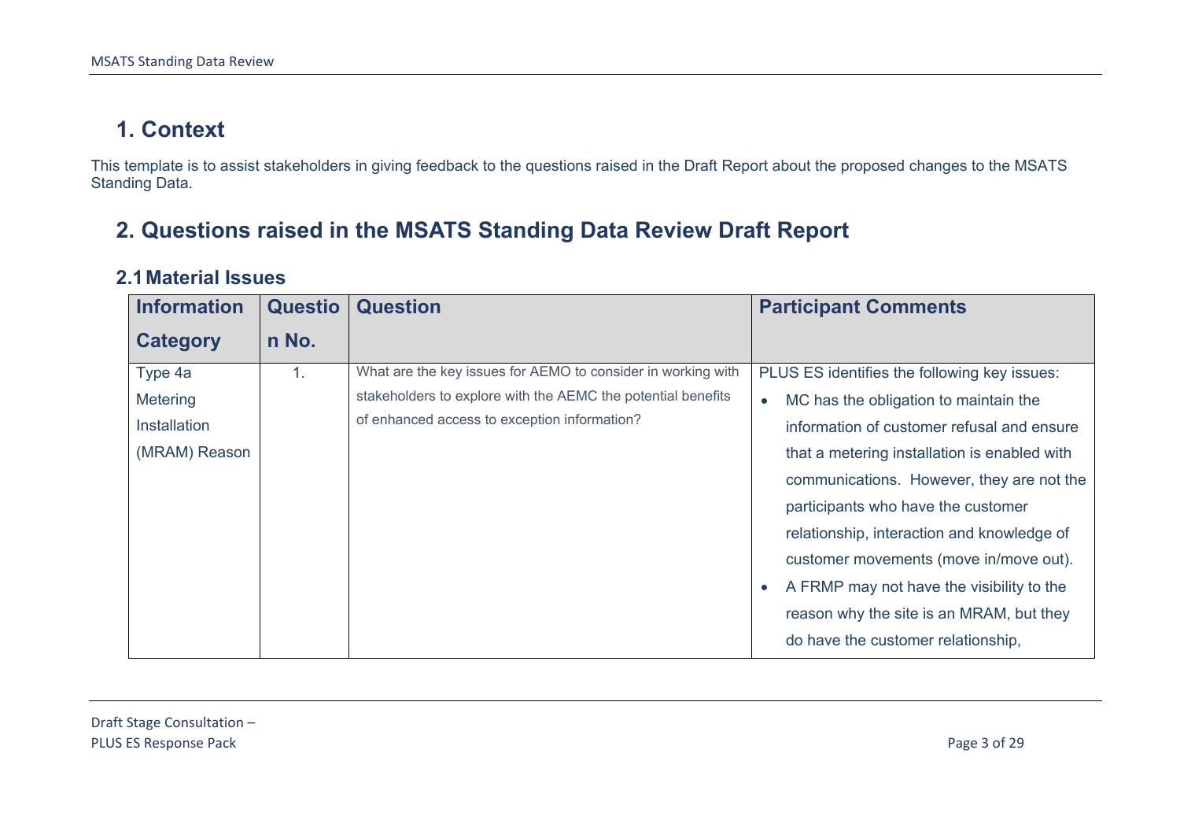# 1. Context

This template is to assist stakeholders in giving feedback to the questions raised in the Draft Report about the proposed changes to the MSATS Standing Data.

# 2. Questions raised in the MSATS Standing Data Review Draft Report

## 2.1 Material Issues

| Information Category | Question No. | Question | Participant Comments |
|---|---|---|---|
| Type 4a Metering Installation (MRAM) Reason | 1. | What are the key issues for AEMO to consider in working with stakeholders to explore with the AEMC the potential benefits of enhanced access to exception information? | PLUS ES identifies the following key issues:<br>• MC has the obligation to maintain the information of customer refusal and ensure that a metering installation is enabled with communications. However, they are not the participants who have the customer relationship, interaction and knowledge of customer movements (move in/move out).<br>• A FRMP may not have the visibility to the reason why the site is an MRAM, but they do have the customer relationship, |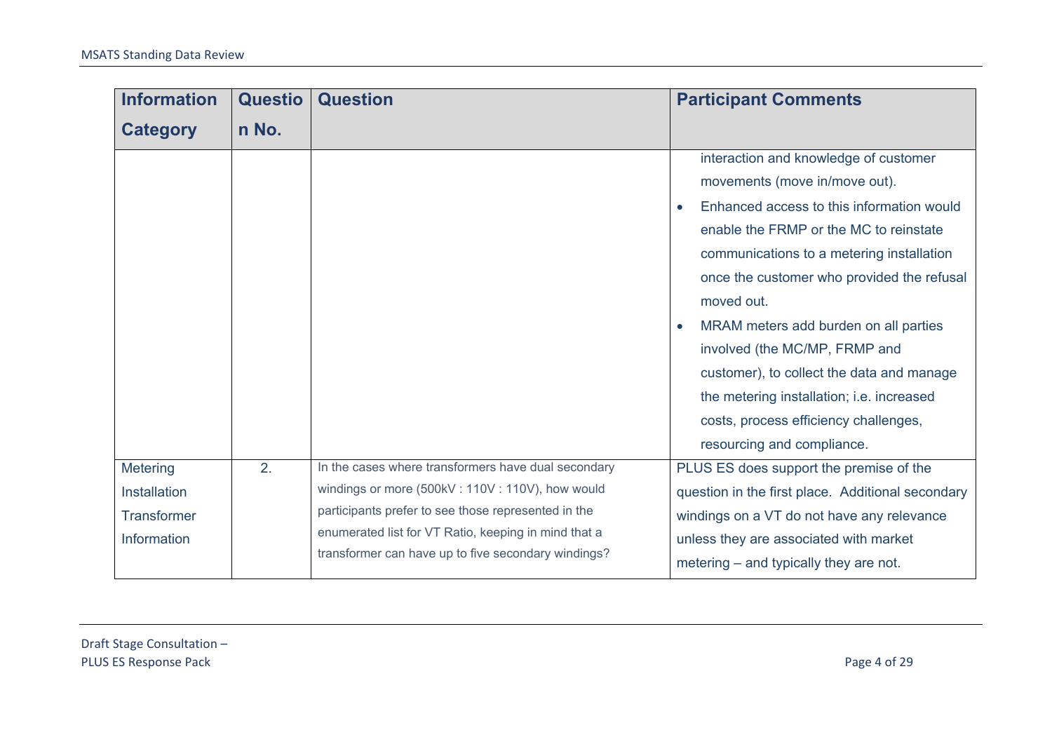| Information Category | Question No. | Question | Participant Comments |
|---|---|---|---|
| | | | interaction and knowledge of customer movements (move in/move out).<br>• Enhanced access to this information would enable the FRMP or the MC to reinstate communications to a metering installation once the customer who provided the refusal moved out.<br>• MRAM meters add burden on all parties involved (the MC/MP, FRMP and customer), to collect the data and manage the metering installation; i.e. increased costs, process efficiency challenges, resourcing and compliance. |
| Metering Installation Transformer Information | 2. | In the cases where transformers have dual secondary windings or more (500kV : 110V : 110V), how would participants prefer to see those represented in the enumerated list for VT Ratio, keeping in mind that a transformer can have up to five secondary windings? | PLUS ES does support the premise of the question in the first place. Additional secondary windings on a VT do not have any relevance unless they are associated with market metering – and typically they are not. |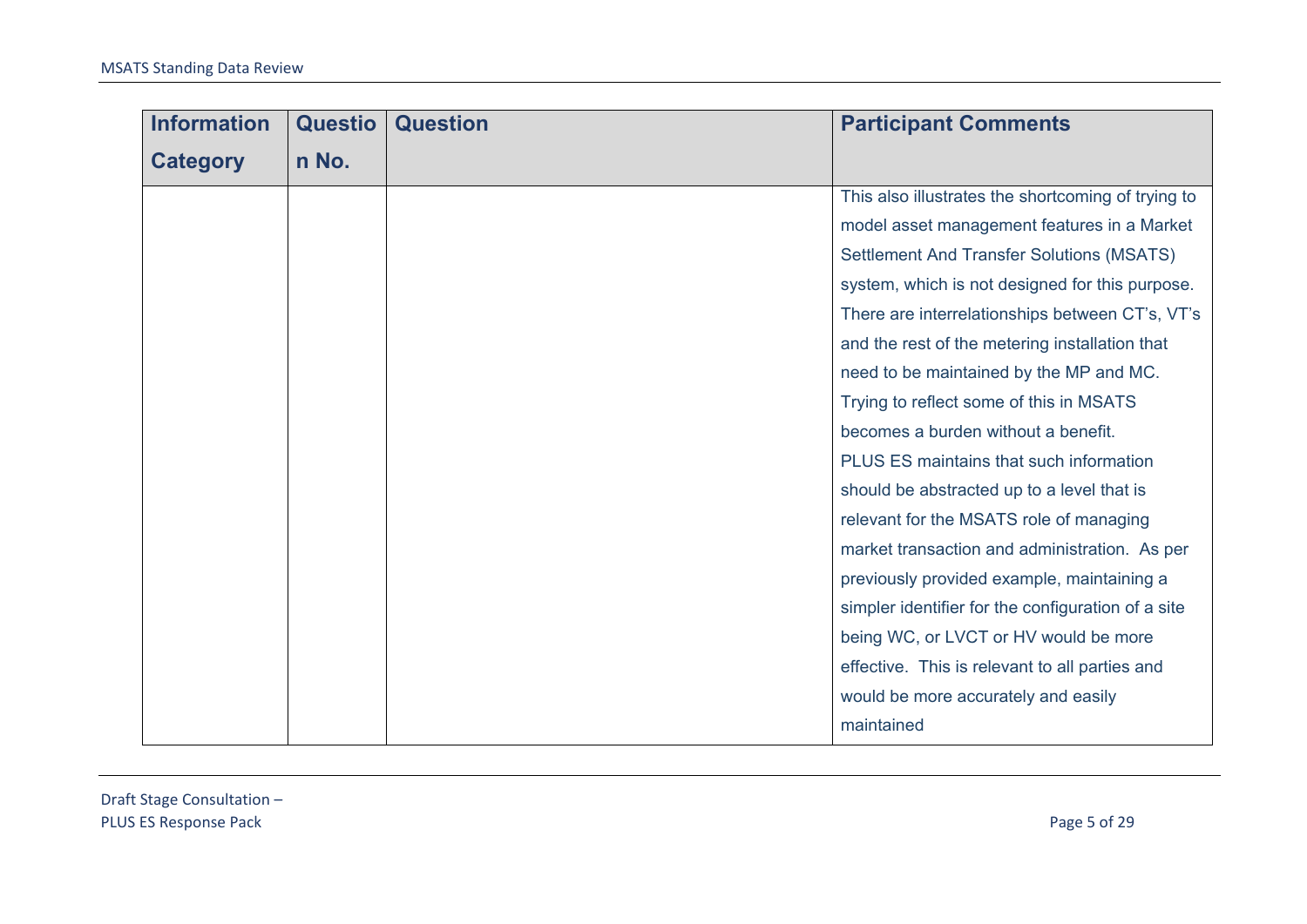| Information Category | Question No. | Question | Participant Comments |
|---|---|---|---|
| | | | This also illustrates the shortcoming of trying to model asset management features in a Market Settlement And Transfer Solutions (MSATS) system, which is not designed for this purpose. There are interrelationships between CT's, VT's and the rest of the metering installation that need to be maintained by the MP and MC. Trying to reflect some of this in MSATS becomes a burden without a benefit.<br>PLUS ES maintains that such information should be abstracted up to a level that is relevant for the MSATS role of managing market transaction and administration. As per previously provided example, maintaining a simpler identifier for the configuration of a site being WC, or LVCT or HV would be more effective. This is relevant to all parties and would be more accurately and easily maintained |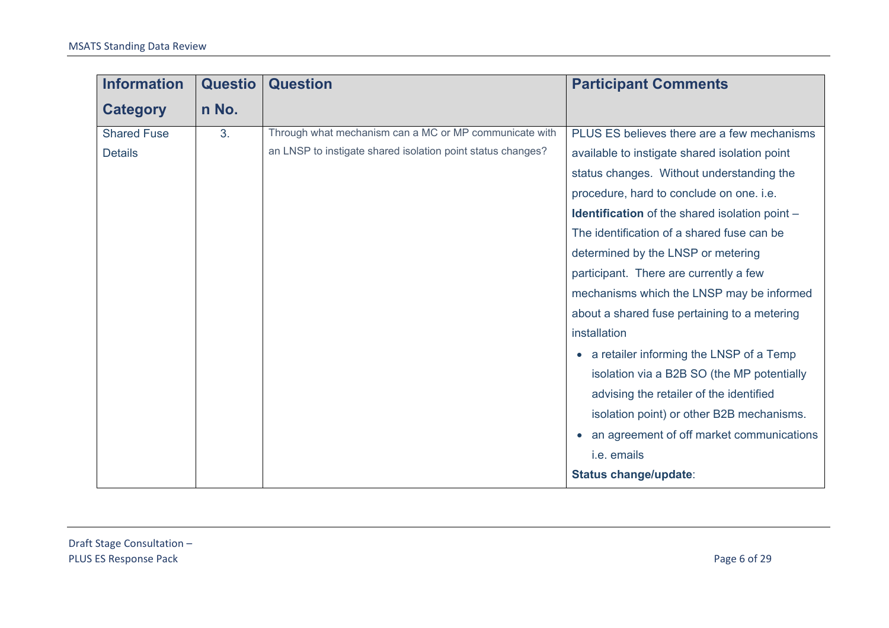| Information Category | Question No. | Question | Participant Comments |
|---|---|---|---|
| Shared Fuse Details | 3. | Through what mechanism can a MC or MP communicate with an LNSP to instigate shared isolation point status changes? | PLUS ES believes there are a few mechanisms available to instigate shared isolation point status changes. Without understanding the procedure, hard to conclude on one. i.e.<br>**Identification** of the shared isolation point – The identification of a shared fuse can be determined by the LNSP or metering participant. There are currently a few mechanisms which the LNSP may be informed about a shared fuse pertaining to a metering installation<br>• a retailer informing the LNSP of a Temp isolation via a B2B SO (the MP potentially advising the retailer of the identified isolation point) or other B2B mechanisms.<br>• an agreement of off market communications i.e. emails<br>**Status change/update**: |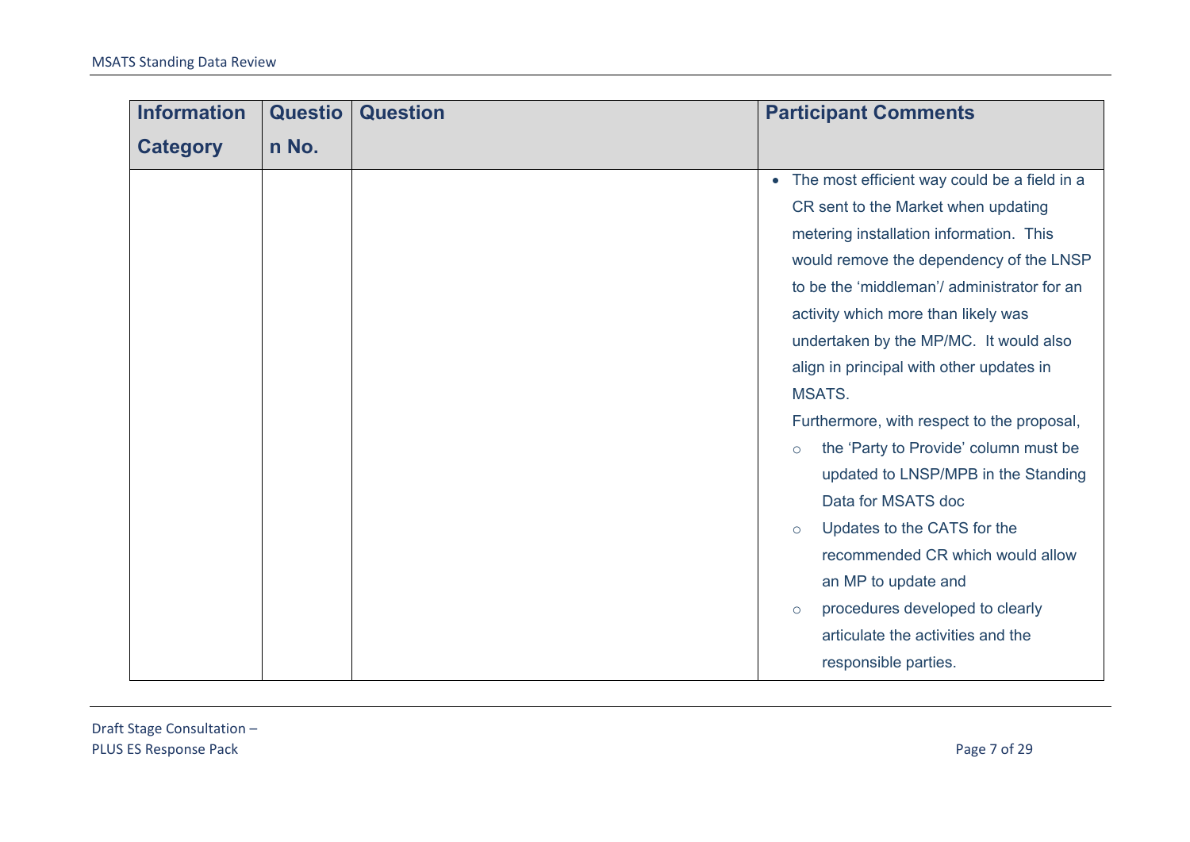| Information Category | Question No. | Question | Participant Comments |
|---|---|---|---|
| | | | • The most efficient way could be a field in a CR sent to the Market when updating metering installation information. This would remove the dependency of the LNSP to be the 'middleman'/ administrator for an activity which more than likely was undertaken by the MP/MC. It would also align in principal with other updates in MSATS.<br>Furthermore, with respect to the proposal,<br>○ the 'Party to Provide' column must be updated to LNSP/MPB in the Standing Data for MSATS doc<br>○ Updates to the CATS for the recommended CR which would allow an MP to update and<br>○ procedures developed to clearly articulate the activities and the responsible parties. |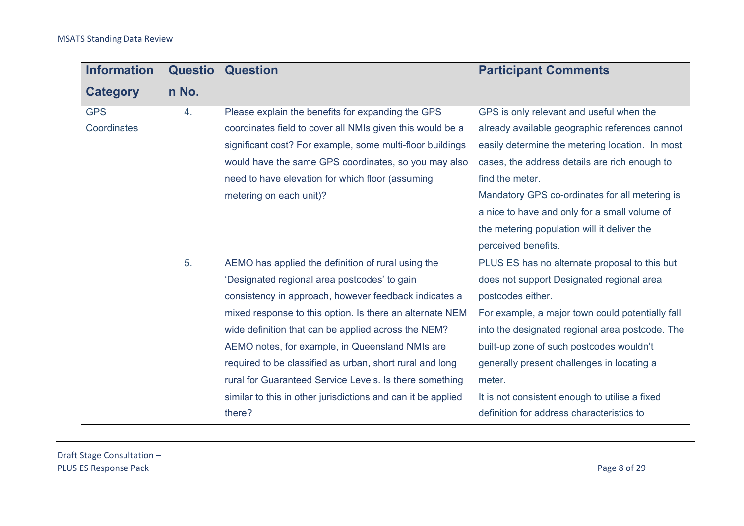| Information Category | Question No. | Question | Participant Comments |
|---|---|---|---|
| GPS Coordinates | 4. | Please explain the benefits for expanding the GPS coordinates field to cover all NMIs given this would be a significant cost? For example, some multi-floor buildings would have the same GPS coordinates, so you may also need to have elevation for which floor (assuming metering on each unit)? | GPS is only relevant and useful when the already available geographic references cannot easily determine the metering location. In most cases, the address details are rich enough to find the meter.<br>Mandatory GPS co-ordinates for all metering is a nice to have and only for a small volume of the metering population will it deliver the perceived benefits. |
| | 5. | AEMO has applied the definition of rural using the 'Designated regional area postcodes' to gain consistency in approach, however feedback indicates a mixed response to this option. Is there an alternate NEM wide definition that can be applied across the NEM? AEMO notes, for example, in Queensland NMIs are required to be classified as urban, short rural and long rural for Guaranteed Service Levels. Is there something similar to this in other jurisdictions and can it be applied there? | PLUS ES has no alternate proposal to this but does not support Designated regional area postcodes either.<br>For example, a major town could potentially fall into the designated regional area postcode. The built-up zone of such postcodes wouldn't generally present challenges in locating a meter.<br>It is not consistent enough to utilise a fixed definition for address characteristics to |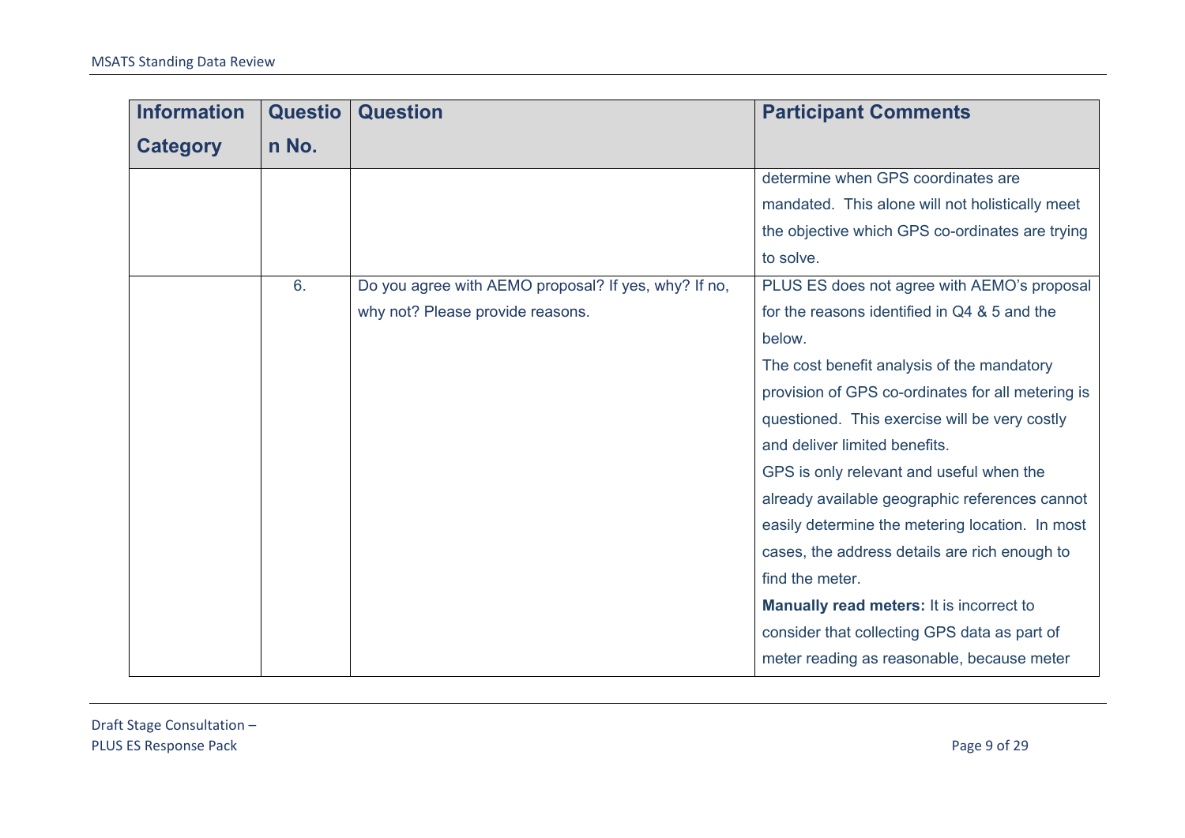| Information Category | Question No. | Question | Participant Comments |
|---|---|---|---|
| | | | determine when GPS coordinates are mandated. This alone will not holistically meet the objective which GPS co-ordinates are trying to solve. |
| | 6. | Do you agree with AEMO proposal? If yes, why? If no, why not? Please provide reasons. | PLUS ES does not agree with AEMO's proposal for the reasons identified in Q4 & 5 and the below.<br>The cost benefit analysis of the mandatory provision of GPS co-ordinates for all metering is questioned. This exercise will be very costly and deliver limited benefits.<br>GPS is only relevant and useful when the already available geographic references cannot easily determine the metering location. In most cases, the address details are rich enough to find the meter.<br>**Manually read meters:** It is incorrect to consider that collecting GPS data as part of meter reading as reasonable, because meter |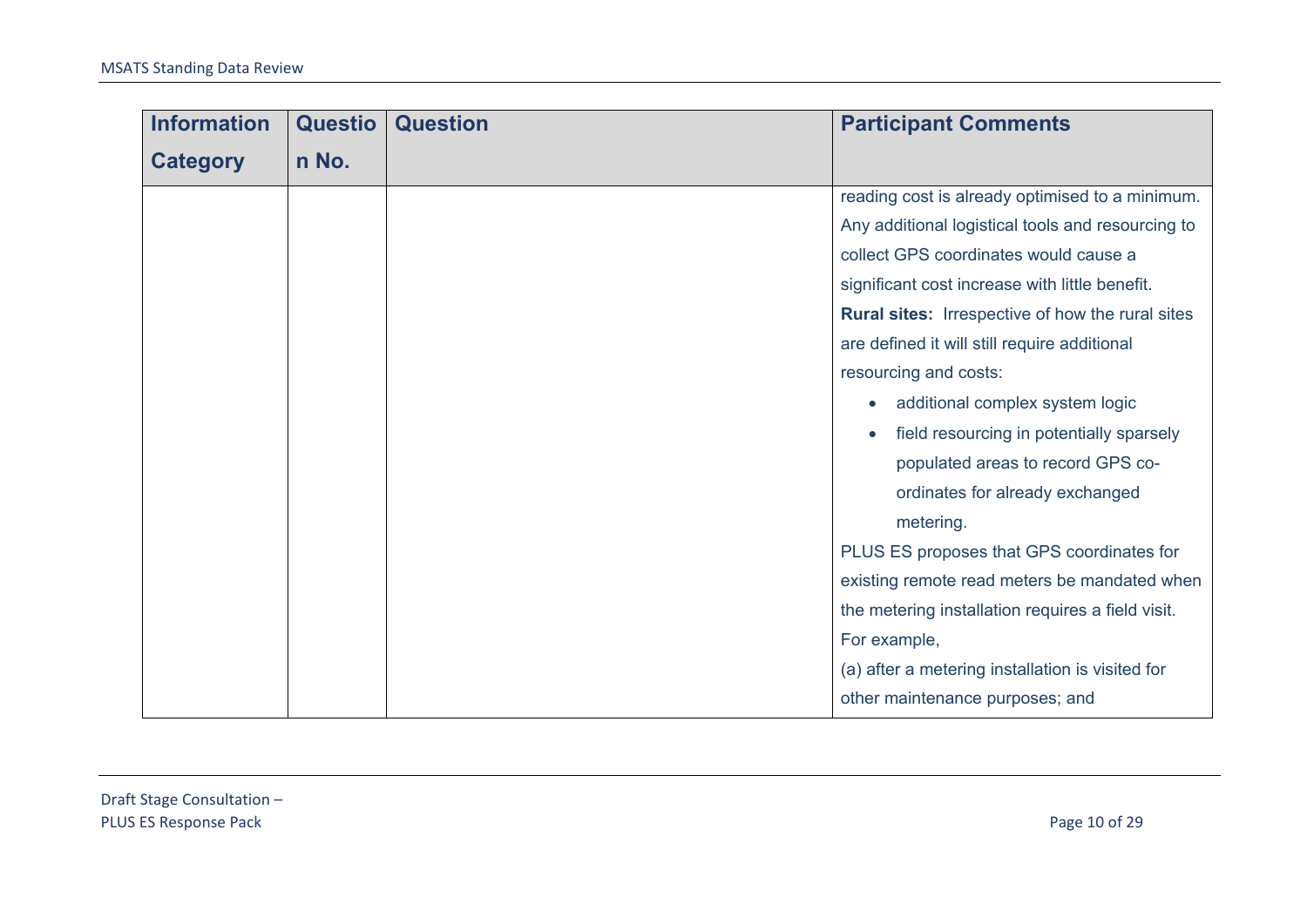| Information Category | Question No. | Question | Participant Comments |
|---|---|---|---|
| | | | reading cost is already optimised to a minimum. Any additional logistical tools and resourcing to collect GPS coordinates would cause a significant cost increase with little benefit.<br>**Rural sites:** Irrespective of how the rural sites are defined it will still require additional resourcing and costs:<br>• additional complex system logic<br>• field resourcing in potentially sparsely populated areas to record GPS co-ordinates for already exchanged metering.<br>PLUS ES proposes that GPS coordinates for existing remote read meters be mandated when the metering installation requires a field visit. For example,<br>(a) after a metering installation is visited for other maintenance purposes; and |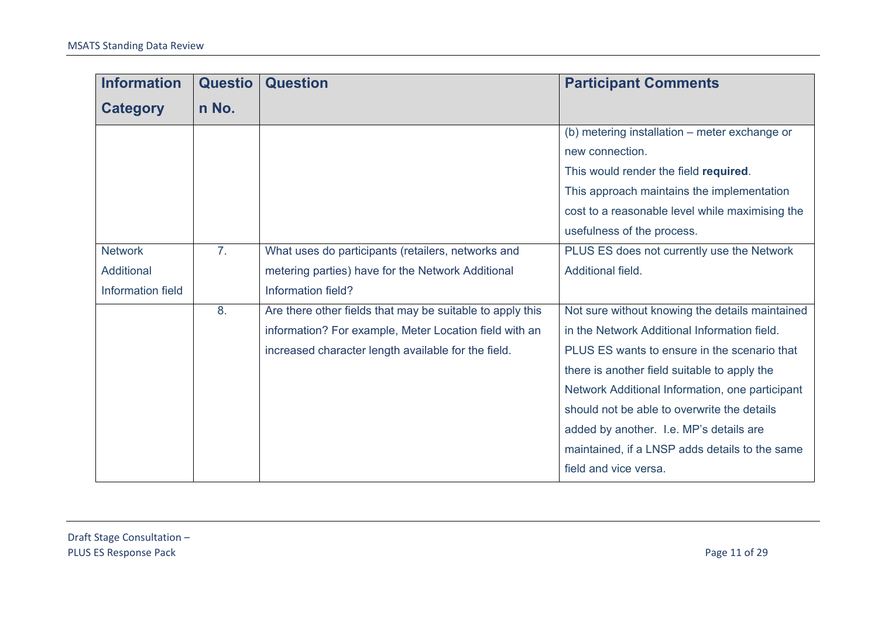| Information Category | Question No. | Question | Participant Comments |
| --- | --- | --- | --- |
| | | | (b) metering installation – meter exchange or new connection.<br>This would render the field **required**.<br>This approach maintains the implementation cost to a reasonable level while maximising the usefulness of the process. |
| Network Additional Information field | 7. | What uses do participants (retailers, networks and metering parties) have for the Network Additional Information field? | PLUS ES does not currently use the Network Additional field. |
| | 8. | Are there other fields that may be suitable to apply this information? For example, Meter Location field with an increased character length available for the field. | Not sure without knowing the details maintained in the Network Additional Information field.<br>PLUS ES wants to ensure in the scenario that there is another field suitable to apply the Network Additional Information, one participant should not be able to overwrite the details added by another. I.e. MP's details are maintained, if a LNSP adds details to the same field and vice versa. |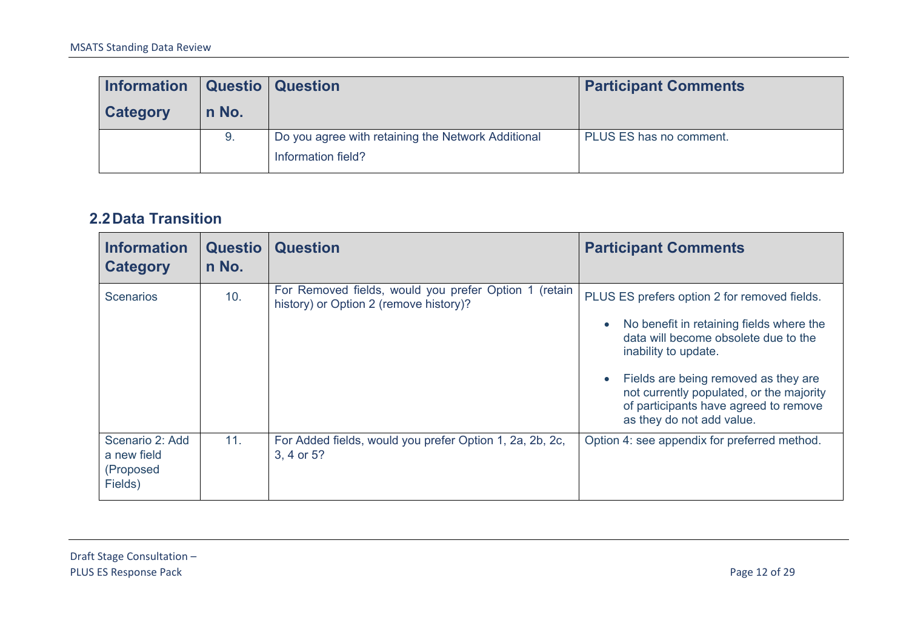| Information Category | Question No. | Question | Participant Comments |
|---|---|---|---|
| | 9. | Do you agree with retaining the Network Additional Information field? | PLUS ES has no comment. |

## 2.2 Data Transition

| Information Category | Question No. | Question | Participant Comments |
|---|---|---|---|
| Scenarios | 10. | For Removed fields, would you prefer Option 1 (retain history) or Option 2 (remove history)? | PLUS ES prefers option 2 for removed fields.<br>• No benefit in retaining fields where the data will become obsolete due to the inability to update.<br>• Fields are being removed as they are not currently populated, or the majority of participants have agreed to remove as they do not add value. |
| Scenario 2: Add a new field (Proposed Fields) | 11. | For Added fields, would you prefer Option 1, 2a, 2b, 2c, 3, 4 or 5? | Option 4: see appendix for preferred method. |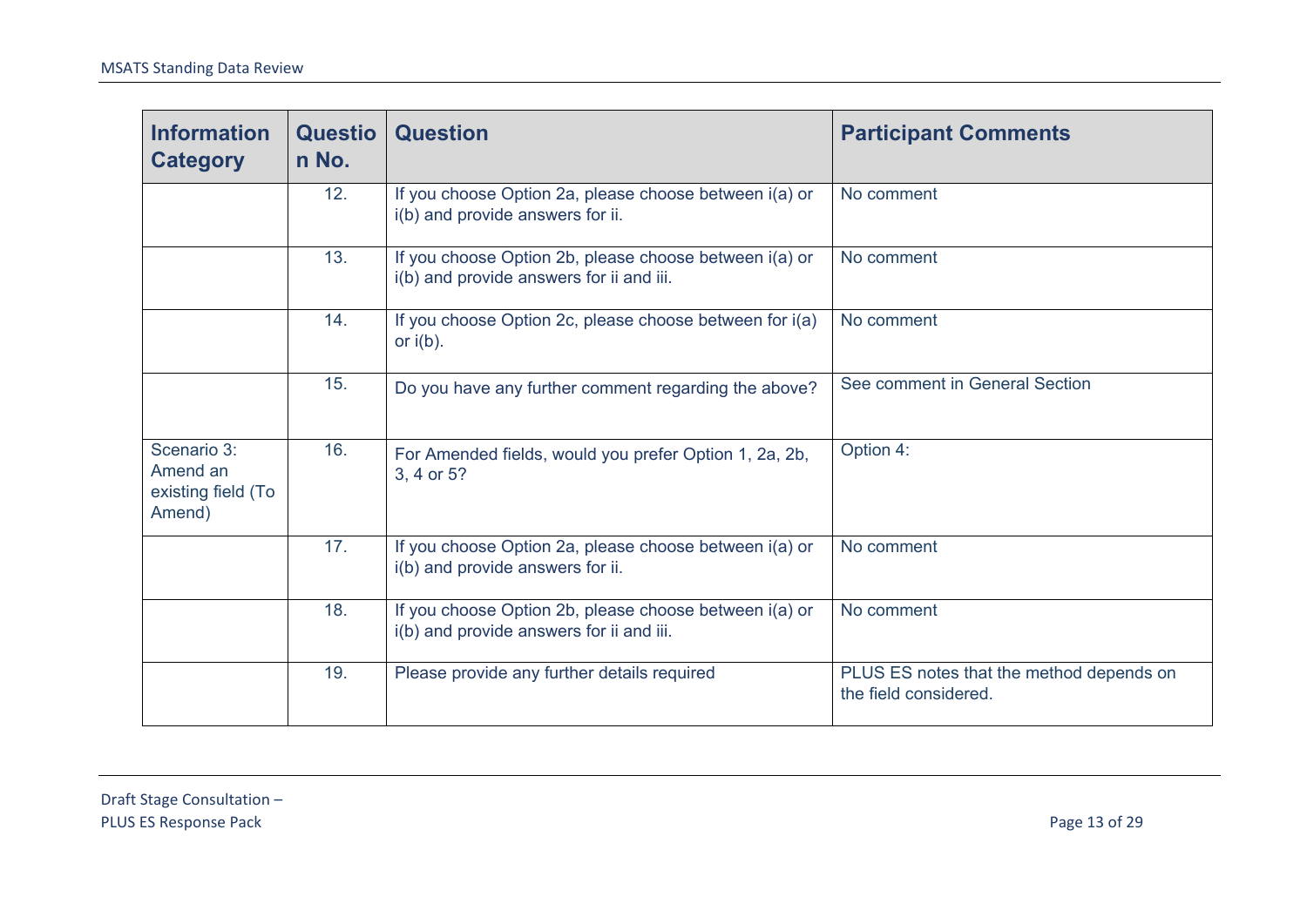| Information Category | Question No. | Question | Participant Comments |
|---|---|---|---|
| | 12. | If you choose Option 2a, please choose between i(a) or i(b) and provide answers for ii. | No comment |
| | 13. | If you choose Option 2b, please choose between i(a) or i(b) and provide answers for ii and iii. | No comment |
| | 14. | If you choose Option 2c, please choose between for i(a) or i(b). | No comment |
| | 15. | Do you have any further comment regarding the above? | See comment in General Section |
| Scenario 3: Amend an existing field (To Amend) | 16. | For Amended fields, would you prefer Option 1, 2a, 2b, 3, 4 or 5? | Option 4: |
| | 17. | If you choose Option 2a, please choose between i(a) or i(b) and provide answers for ii. | No comment |
| | 18. | If you choose Option 2b, please choose between i(a) or i(b) and provide answers for ii and iii. | No comment |
| | 19. | Please provide any further details required | PLUS ES notes that the method depends on the field considered. |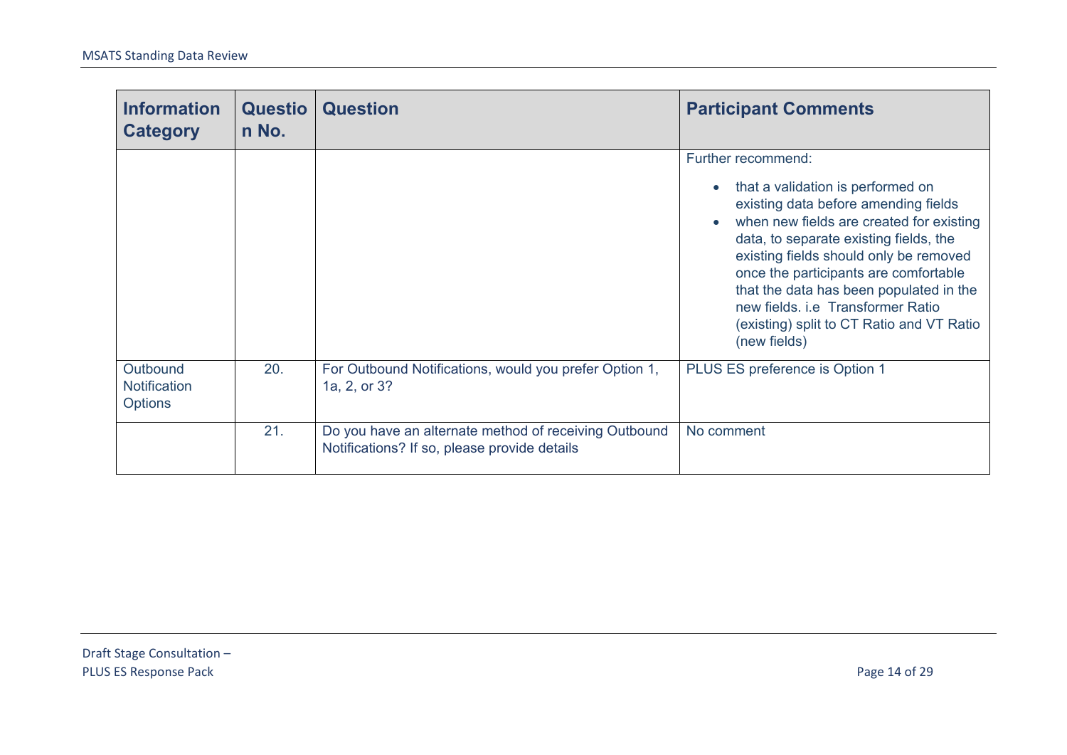| Information Category | Question No. | Question | Participant Comments |
|---|---|---|---|
| | | | Further recommend:<br>• that a validation is performed on existing data before amending fields<br>• when new fields are created for existing data, to separate existing fields, the existing fields should only be removed once the participants are comfortable that the data has been populated in the new fields. i.e Transformer Ratio (existing) split to CT Ratio and VT Ratio (new fields) |
| Outbound Notification Options | 20. | For Outbound Notifications, would you prefer Option 1, 1a, 2, or 3? | PLUS ES preference is Option 1 |
| | 21. | Do you have an alternate method of receiving Outbound Notifications? If so, please provide details | No comment |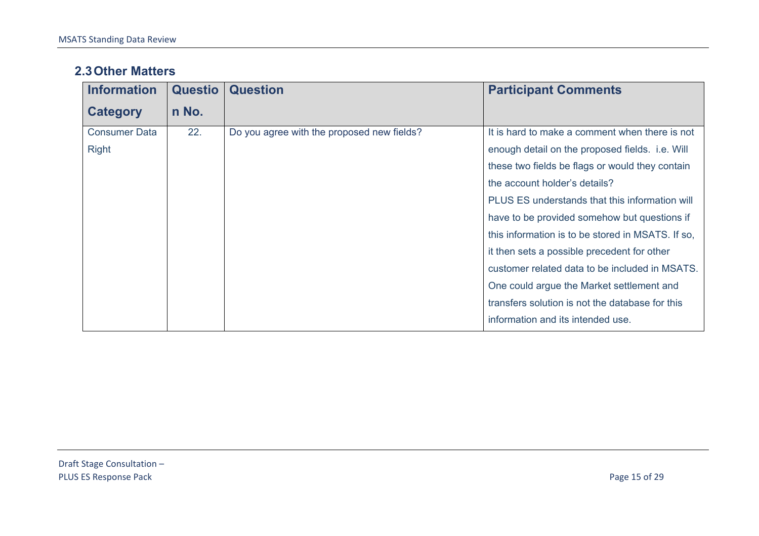## 2.3 Other Matters

| Information Category | Question No. | Question | Participant Comments |
|---|---|---|---|
| Consumer Data Right | 22. | Do you agree with the proposed new fields? | It is hard to make a comment when there is not enough detail on the proposed fields. i.e. Will these two fields be flags or would they contain the account holder's details?<br>PLUS ES understands that this information will have to be provided somehow but questions if this information is to be stored in MSATS. If so, it then sets a possible precedent for other customer related data to be included in MSATS. One could argue the Market settlement and transfers solution is not the database for this information and its intended use. |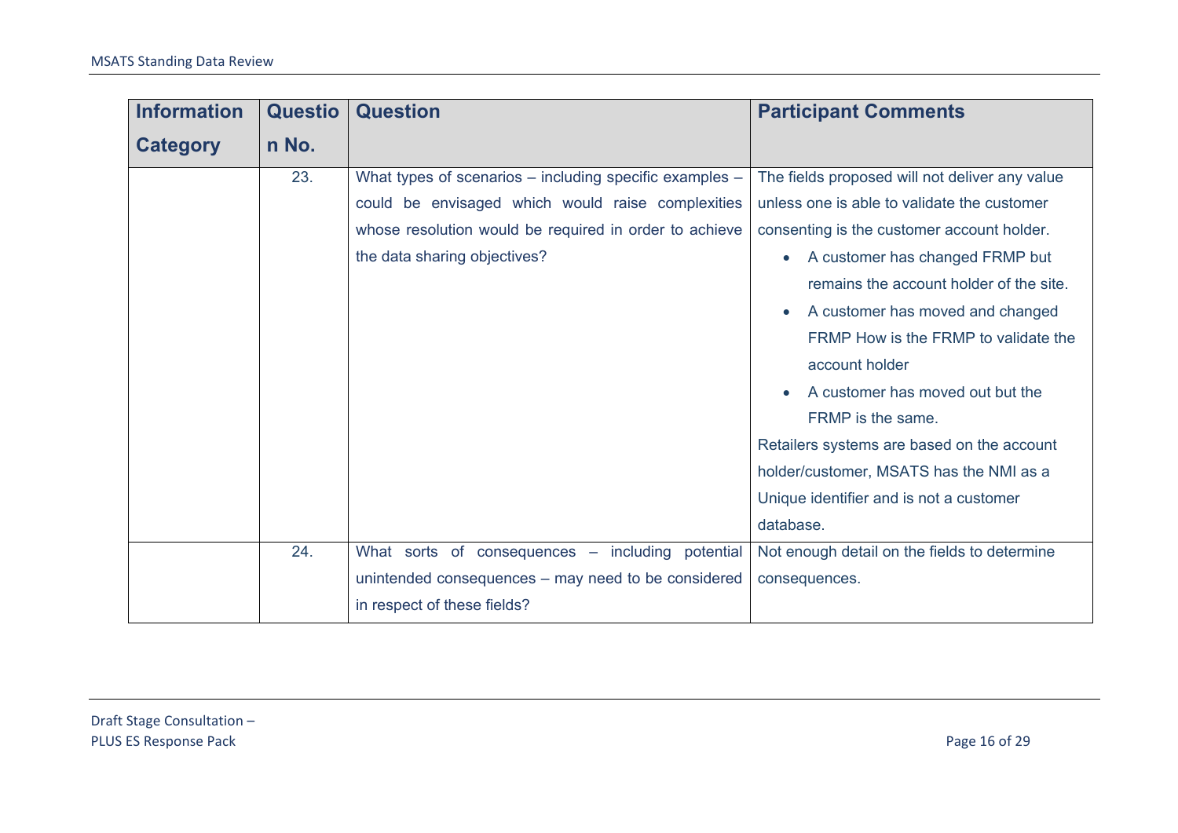| Information Category | Question No. | Question | Participant Comments |
|---|---|---|---|
| | 23. | What types of scenarios – including specific examples – could be envisaged which would raise complexities whose resolution would be required in order to achieve the data sharing objectives? | The fields proposed will not deliver any value unless one is able to validate the customer consenting is the customer account holder.<br>• A customer has changed FRMP but remains the account holder of the site.<br>• A customer has moved and changed FRMP How is the FRMP to validate the account holder<br>• A customer has moved out but the FRMP is the same.<br>Retailers systems are based on the account holder/customer, MSATS has the NMI as a Unique identifier and is not a customer database. |
| | 24. | What sorts of consequences – including potential unintended consequences – may need to be considered in respect of these fields? | Not enough detail on the fields to determine consequences. |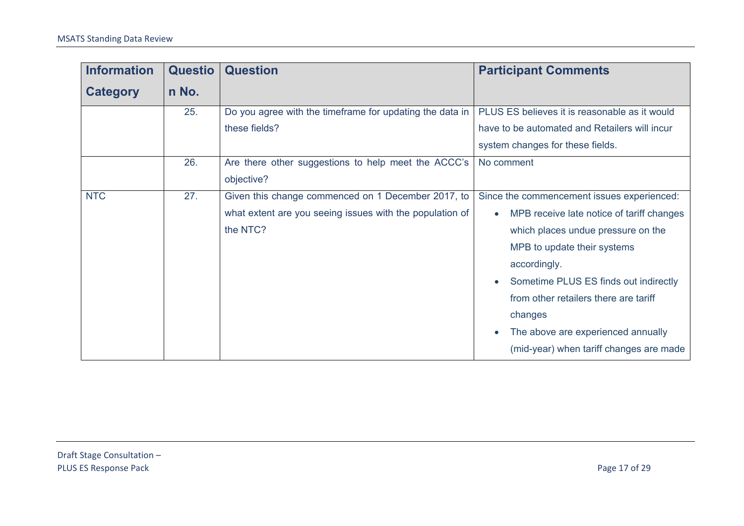| Information Category | Question No. | Question | Participant Comments |
|---|---|---|---|
| | 25. | Do you agree with the timeframe for updating the data in these fields? | PLUS ES believes it is reasonable as it would have to be automated and Retailers will incur system changes for these fields. |
| | 26. | Are there other suggestions to help meet the ACCC's objective? | No comment |
| NTC | 27. | Given this change commenced on 1 December 2017, to what extent are you seeing issues with the population of the NTC? | Since the commencement issues experienced:<br>• MPB receive late notice of tariff changes which places undue pressure on the MPB to update their systems accordingly.<br>• Sometime PLUS ES finds out indirectly from other retailers there are tariff changes<br>• The above are experienced annually (mid-year) when tariff changes are made |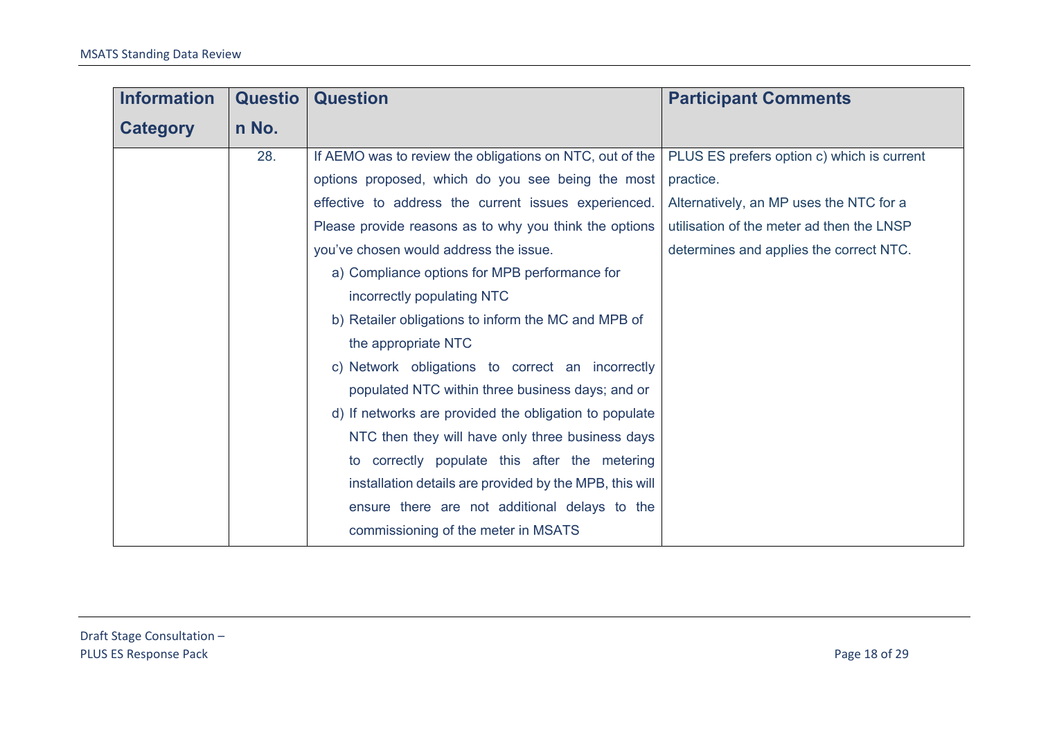| Information Category | Question No. | Question | Participant Comments |
|---|---|---|---|
| | 28. | If AEMO was to review the obligations on NTC, out of the options proposed, which do you see being the most effective to address the current issues experienced. Please provide reasons as to why you think the options you've chosen would address the issue.<br>a) Compliance options for MPB performance for incorrectly populating NTC<br>b) Retailer obligations to inform the MC and MPB of the appropriate NTC<br>c) Network obligations to correct an incorrectly populated NTC within three business days; and or<br>d) If networks are provided the obligation to populate NTC then they will have only three business days to correctly populate this after the metering installation details are provided by the MPB, this will ensure there are not additional delays to the commissioning of the meter in MSATS | PLUS ES prefers option c) which is current practice.<br>Alternatively, an MP uses the NTC for a utilisation of the meter ad then the LNSP determines and applies the correct NTC. |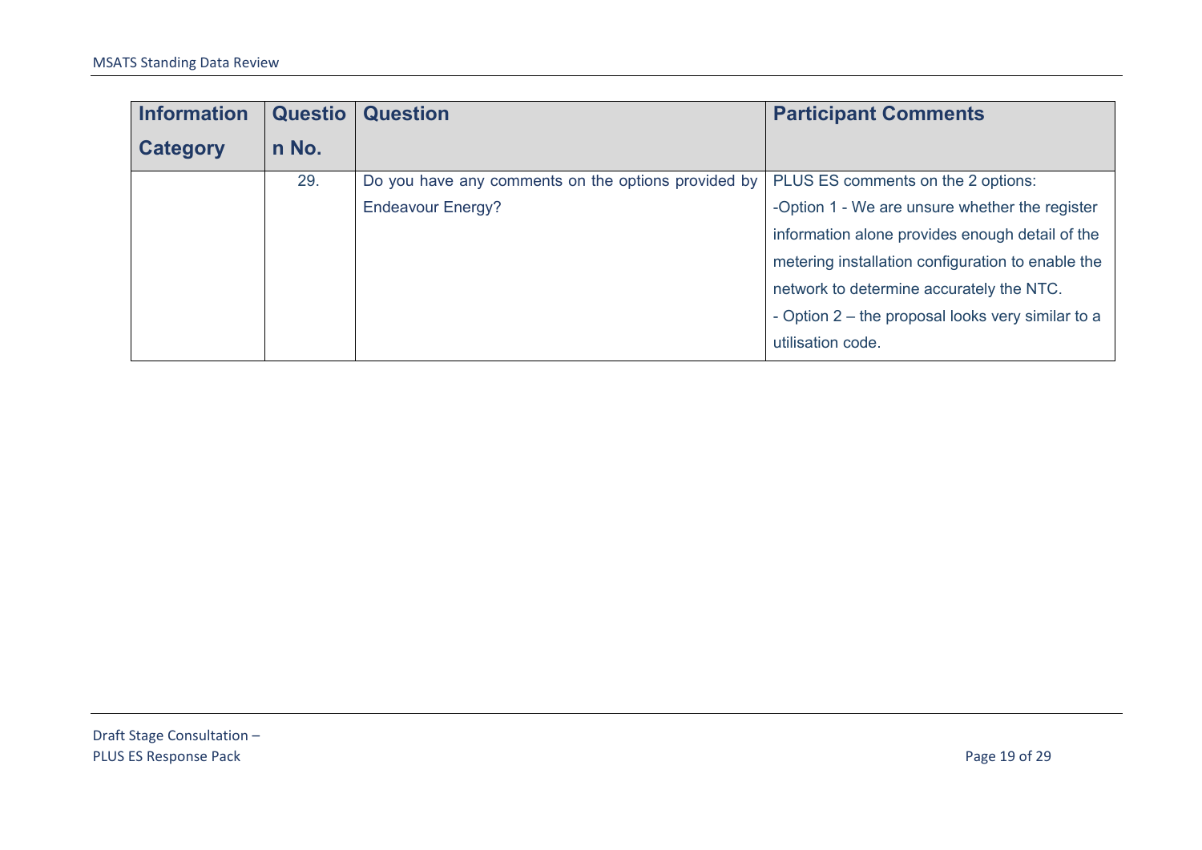| Information Category | Question No. | Question | Participant Comments |
|---|---|---|---|
| | 29. | Do you have any comments on the options provided by Endeavour Energy? | PLUS ES comments on the 2 options:<br>-Option 1 - We are unsure whether the register information alone provides enough detail of the metering installation configuration to enable the network to determine accurately the NTC.<br>- Option 2 – the proposal looks very similar to a utilisation code. |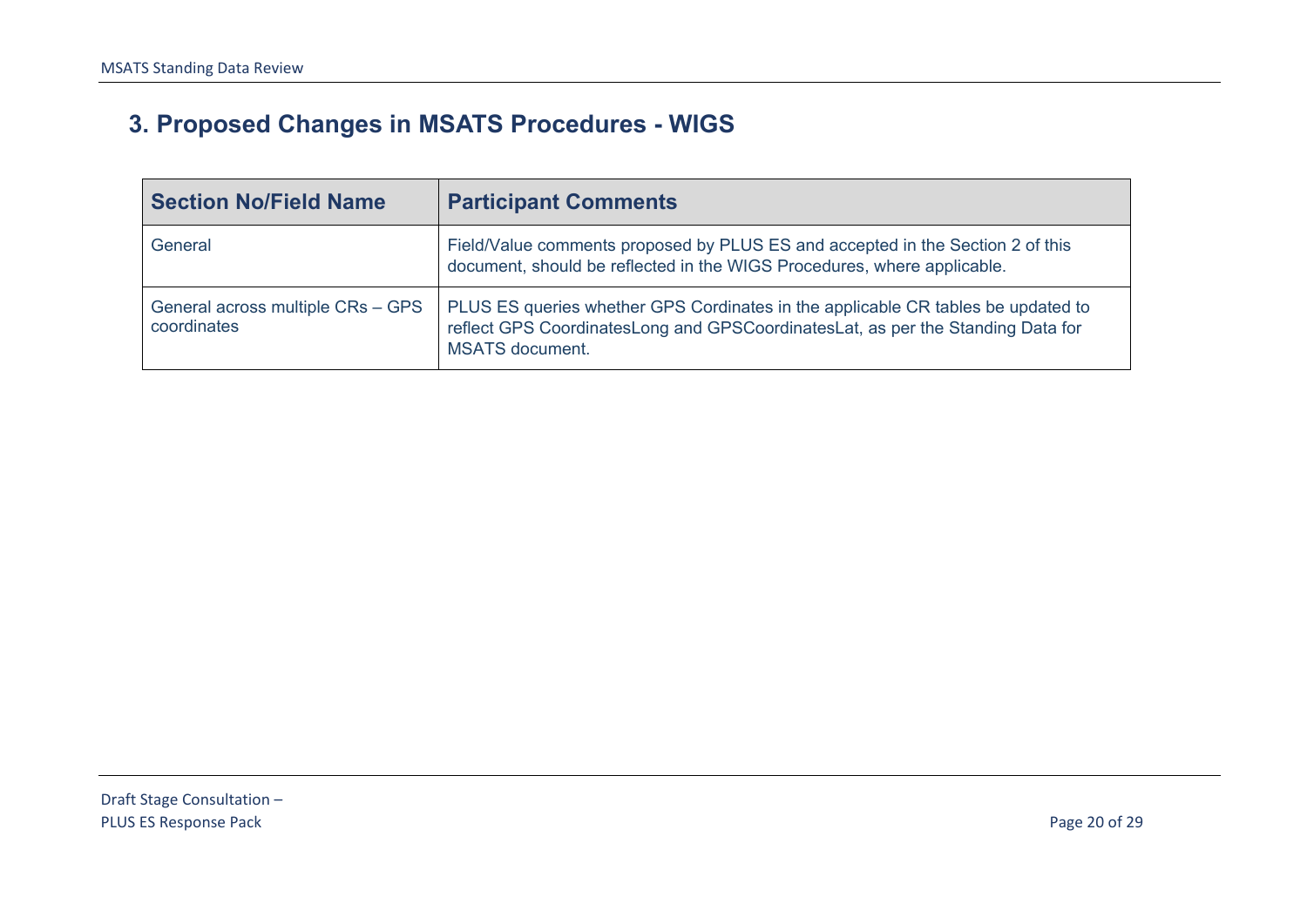## 3. Proposed Changes in MSATS Procedures - WIGS

| Section No/Field Name | Participant Comments |
| --- | --- |
| General | Field/Value comments proposed by PLUS ES and accepted in the Section 2 of this document, should be reflected in the WIGS Procedures, where applicable. |
| General across multiple CRs – GPS coordinates | PLUS ES queries whether GPS Cordinates in the applicable CR tables be updated to reflect GPS CoordinatesLong and GPSCoordinatesLat, as per the Standing Data for MSATS document. |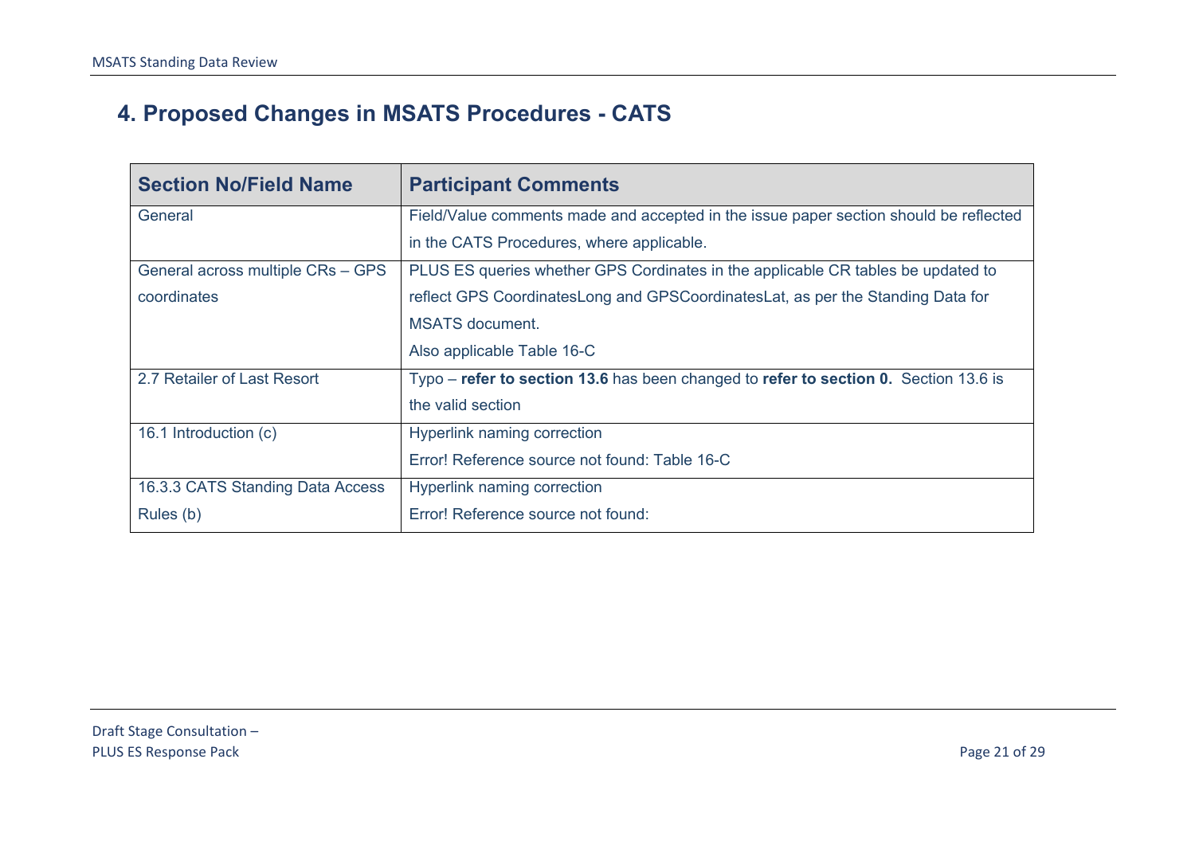# 4. Proposed Changes in MSATS Procedures - CATS

| Section No/Field Name | Participant Comments |
|---|---|
| General | Field/Value comments made and accepted in the issue paper section should be reflected in the CATS Procedures, where applicable. |
| General across multiple CRs – GPS coordinates | PLUS ES queries whether GPS Cordinates in the applicable CR tables be updated to reflect GPS CoordinatesLong and GPSCoordinatesLat, as per the Standing Data for MSATS document.<br>Also applicable Table 16-C |
| 2.7 Retailer of Last Resort | Typo – **refer to section 13.6** has been changed to **refer to section 0.** Section 13.6 is the valid section |
| 16.1 Introduction (c) | Hyperlink naming correction<br>Error! Reference source not found: Table 16-C |
| 16.3.3 CATS Standing Data Access Rules (b) | Hyperlink naming correction<br>Error! Reference source not found: |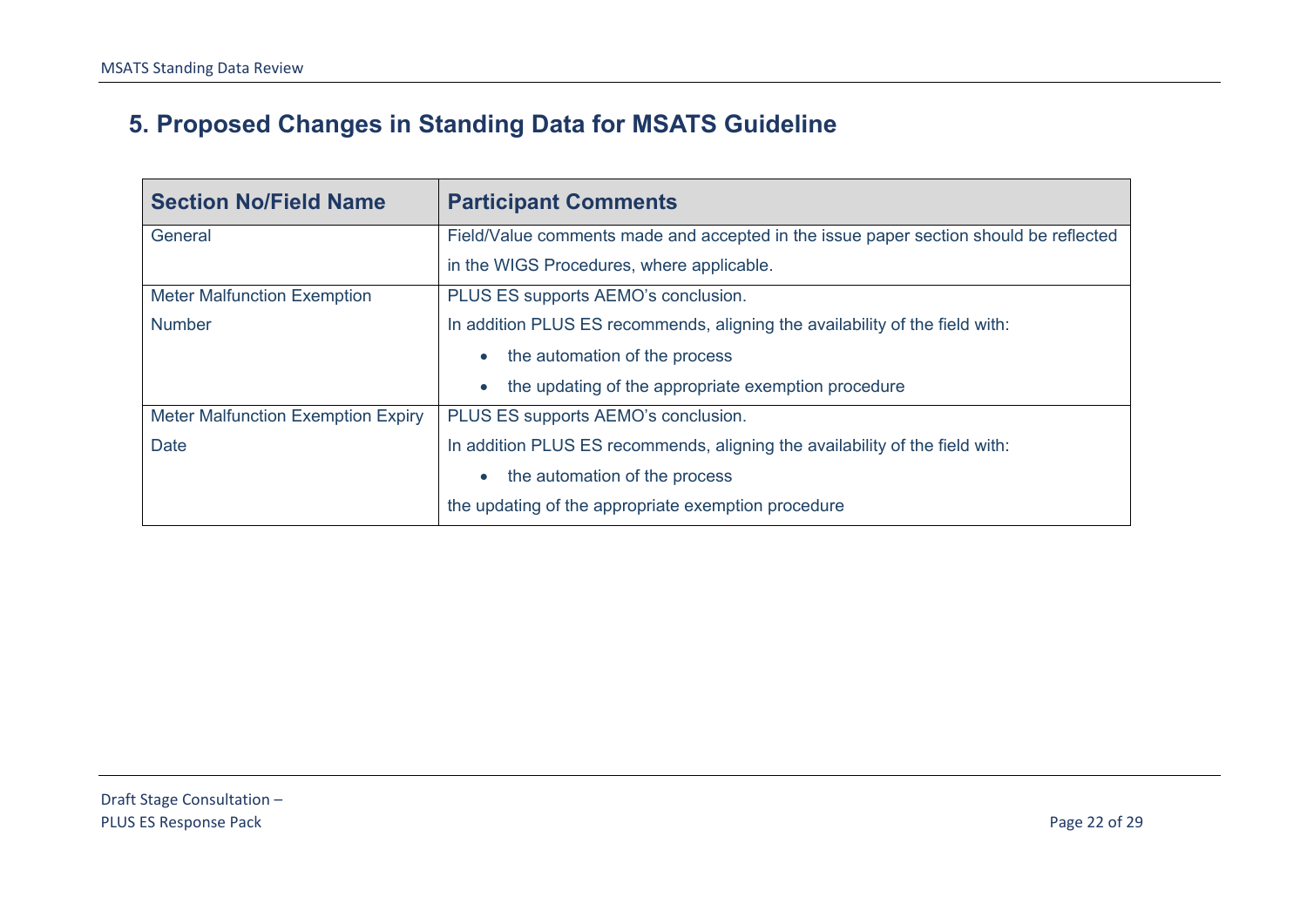# 5. Proposed Changes in Standing Data for MSATS Guideline

| Section No/Field Name | Participant Comments |
|---|---|
| General | Field/Value comments made and accepted in the issue paper section should be reflected in the WIGS Procedures, where applicable. |
| Meter Malfunction Exemption Number | PLUS ES supports AEMO's conclusion.<br>In addition PLUS ES recommends, aligning the availability of the field with:<br>• the automation of the process<br>• the updating of the appropriate exemption procedure |
| Meter Malfunction Exemption Expiry Date | PLUS ES supports AEMO's conclusion.<br>In addition PLUS ES recommends, aligning the availability of the field with:<br>• the automation of the process<br>the updating of the appropriate exemption procedure |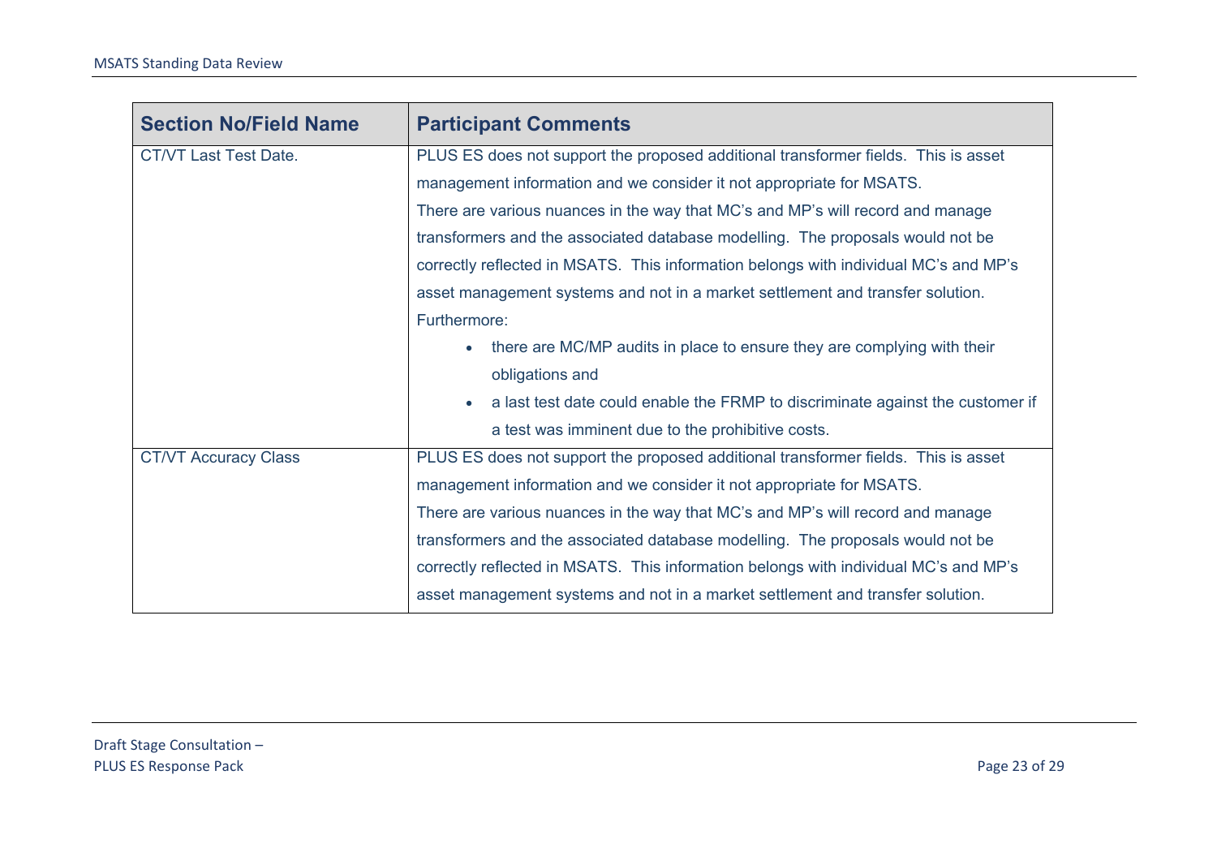| Section No/Field Name | Participant Comments |
| --- | --- |
| CT/VT Last Test Date. | PLUS ES does not support the proposed additional transformer fields. This is asset management information and we consider it not appropriate for MSATS.<br>There are various nuances in the way that MC's and MP's will record and manage transformers and the associated database modelling. The proposals would not be correctly reflected in MSATS. This information belongs with individual MC's and MP's asset management systems and not in a market settlement and transfer solution.<br>Furthermore:<br>• there are MC/MP audits in place to ensure they are complying with their obligations and<br>• a last test date could enable the FRMP to discriminate against the customer if a test was imminent due to the prohibitive costs. |
| CT/VT Accuracy Class | PLUS ES does not support the proposed additional transformer fields. This is asset management information and we consider it not appropriate for MSATS.<br>There are various nuances in the way that MC's and MP's will record and manage transformers and the associated database modelling. The proposals would not be correctly reflected in MSATS. This information belongs with individual MC's and MP's asset management systems and not in a market settlement and transfer solution. |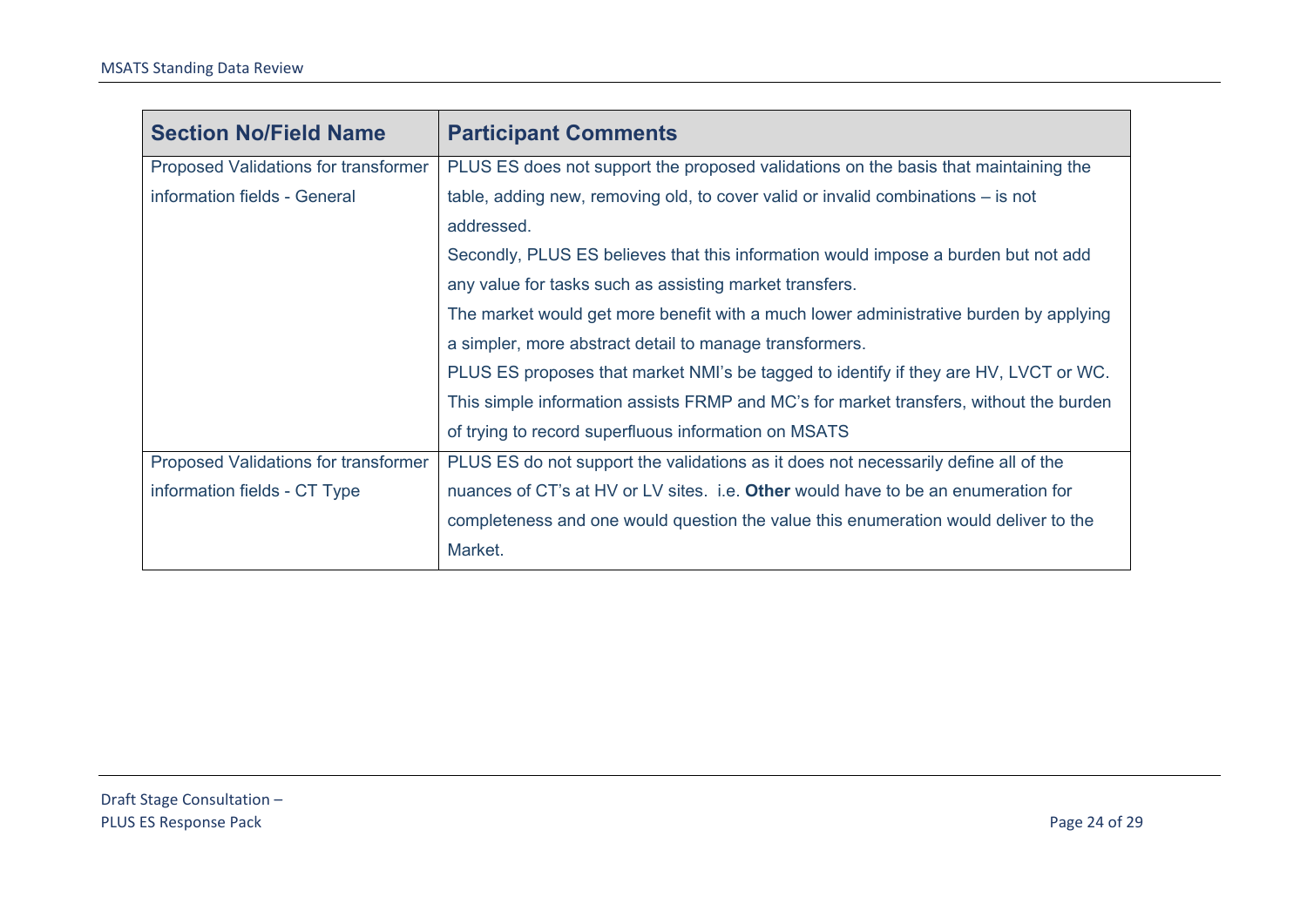| Section No/Field Name | Participant Comments |
|---|---|
| Proposed Validations for transformer information fields - General | PLUS ES does not support the proposed validations on the basis that maintaining the table, adding new, removing old, to cover valid or invalid combinations – is not addressed.<br>Secondly, PLUS ES believes that this information would impose a burden but not add any value for tasks such as assisting market transfers.<br>The market would get more benefit with a much lower administrative burden by applying a simpler, more abstract detail to manage transformers.<br>PLUS ES proposes that market NMI's be tagged to identify if they are HV, LVCT or WC. This simple information assists FRMP and MC's for market transfers, without the burden of trying to record superfluous information on MSATS |
| Proposed Validations for transformer information fields - CT Type | PLUS ES do not support the validations as it does not necessarily define all of the nuances of CT's at HV or LV sites. i.e. **Other** would have to be an enumeration for completeness and one would question the value this enumeration would deliver to the Market. |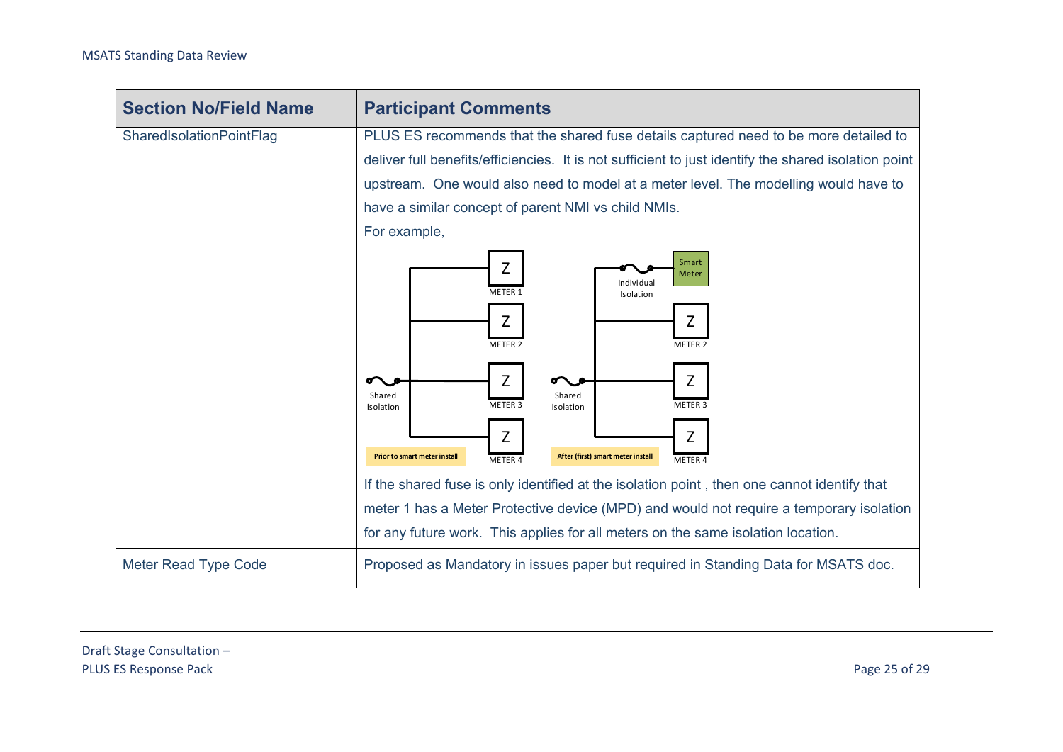| Section No/Field Name | Participant Comments |
| --- | --- |
| SharedIsolationPointFlag | PLUS ES recommends that the shared fuse details captured need to be more detailed to deliver full benefits/efficiencies. It is not sufficient to just identify the shared isolation point upstream. One would also need to model at a meter level. The modelling would have to have a similar concept of parent NMI vs child NMIs.<br>For example,<br>If the shared fuse is only identified at the isolation point , then one cannot identify that meter 1 has a Meter Protective device (MPD) and would not require a temporary isolation for any future work. This applies for all meters on the same isolation location. |
| Meter Read Type Code | Proposed as Mandatory in issues paper but required in Standing Data for MSATS doc. |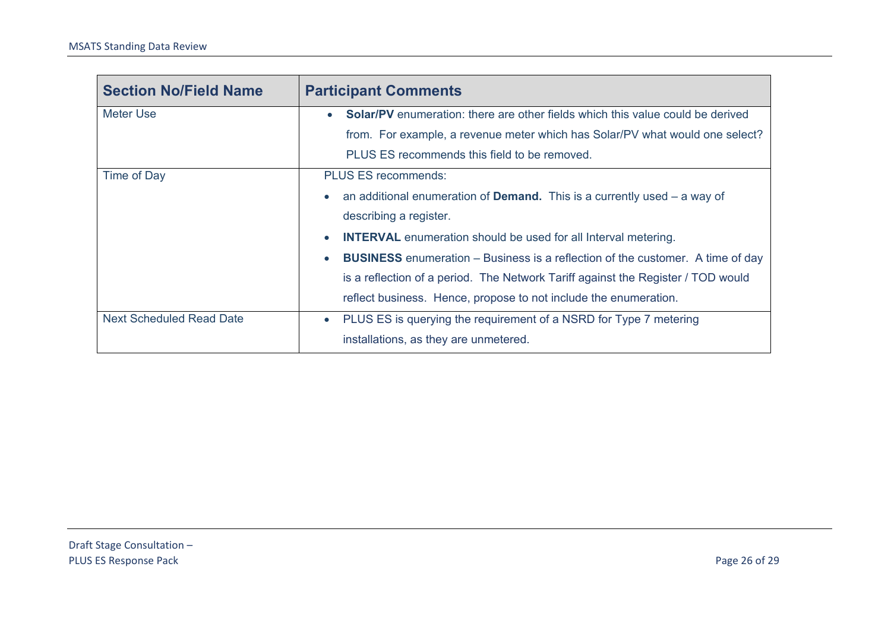| Section No/Field Name | Participant Comments |
| --- | --- |
| Meter Use | • **Solar/PV** enumeration: there are other fields which this value could be derived from. For example, a revenue meter which has Solar/PV what would one select? PLUS ES recommends this field to be removed. |
| Time of Day | PLUS ES recommends:<br>• an additional enumeration of **Demand.** This is a currently used – a way of describing a register.<br>• **INTERVAL** enumeration should be used for all Interval metering.<br>• **BUSINESS** enumeration – Business is a reflection of the customer. A time of day is a reflection of a period. The Network Tariff against the Register / TOD would reflect business. Hence, propose to not include the enumeration. |
| Next Scheduled Read Date | • PLUS ES is querying the requirement of a NSRD for Type 7 metering installations, as they are unmetered. |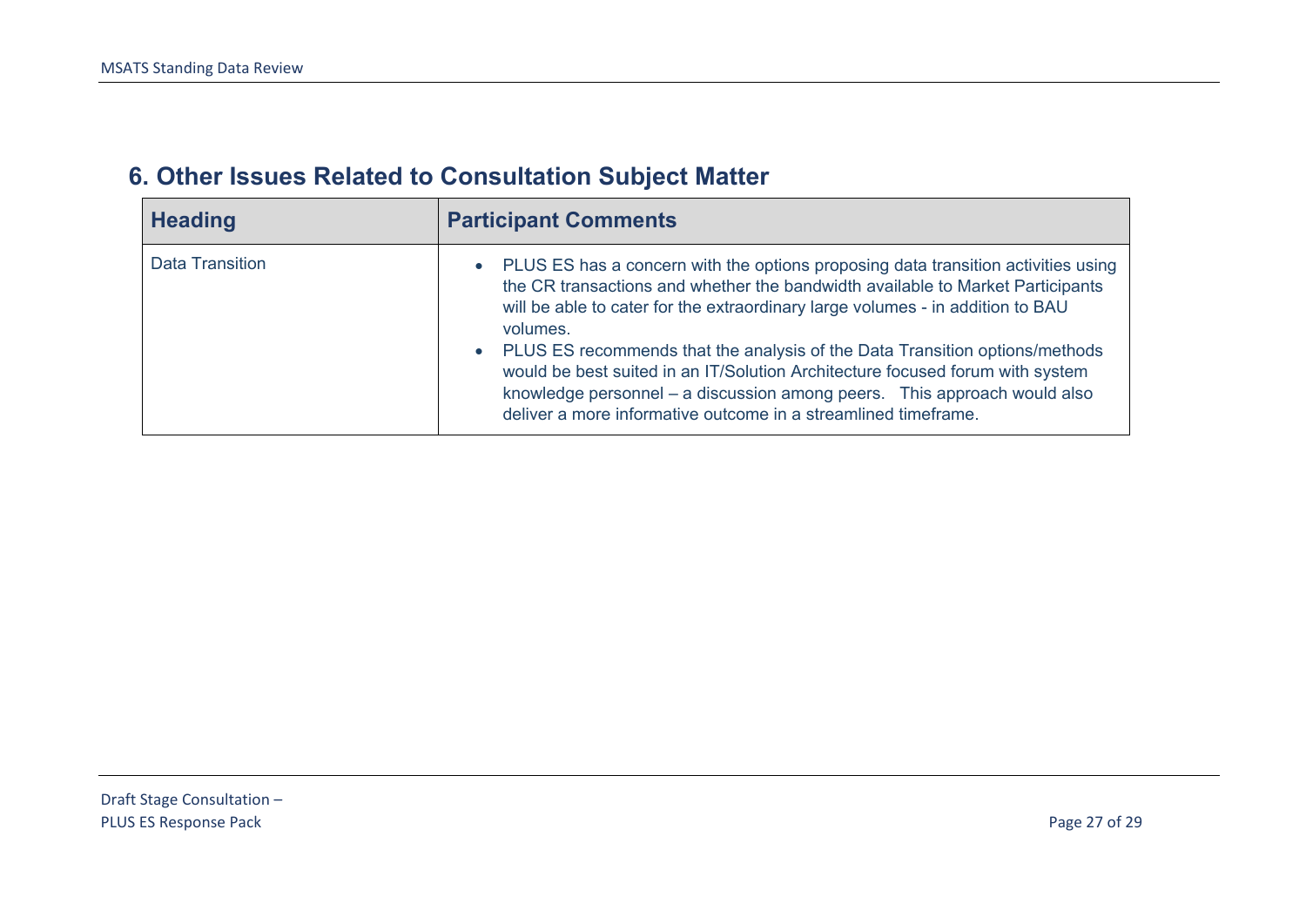## 6. Other Issues Related to Consultation Subject Matter

| Heading | Participant Comments |
| --- | --- |
| Data Transition | • PLUS ES has a concern with the options proposing data transition activities using the CR transactions and whether the bandwidth available to Market Participants will be able to cater for the extraordinary large volumes - in addition to BAU volumes.<br>• PLUS ES recommends that the analysis of the Data Transition options/methods would be best suited in an IT/Solution Architecture focused forum with system knowledge personnel – a discussion among peers. This approach would also deliver a more informative outcome in a streamlined timeframe. |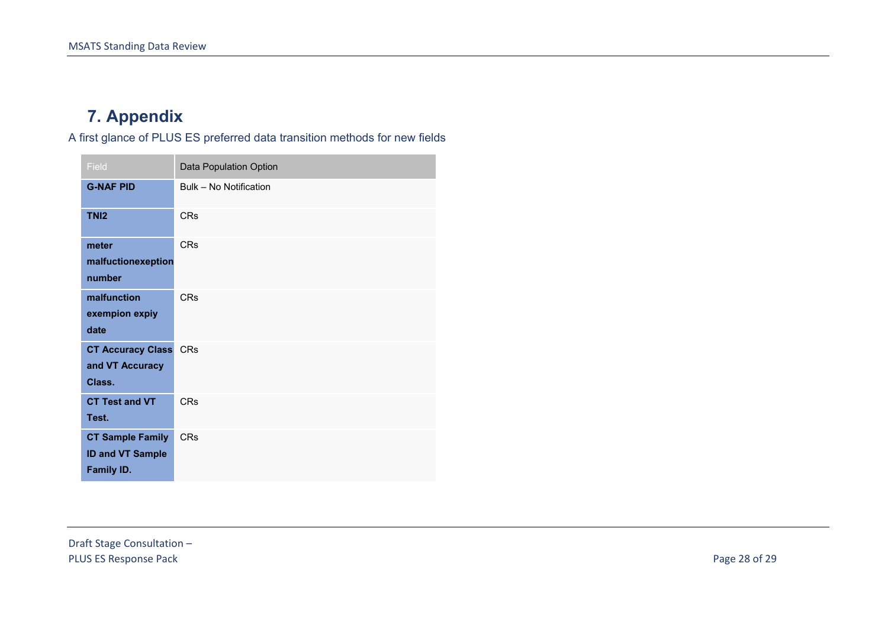## 7. Appendix

A first glance of PLUS ES preferred data transition methods for new fields

| Field | Data Population Option |
|---|---|
| **G-NAF PID** | Bulk – No Notification |
| **TNI2** | CRs |
| **meter malfuctionexeption number** | CRs |
| **malfunction exempion expiy date** | CRs |
| **CT Accuracy Class and VT Accuracy Class.** | CRs |
| **CT Test and VT Test.** | CRs |
| **CT Sample Family ID and VT Sample Family ID.** | CRs |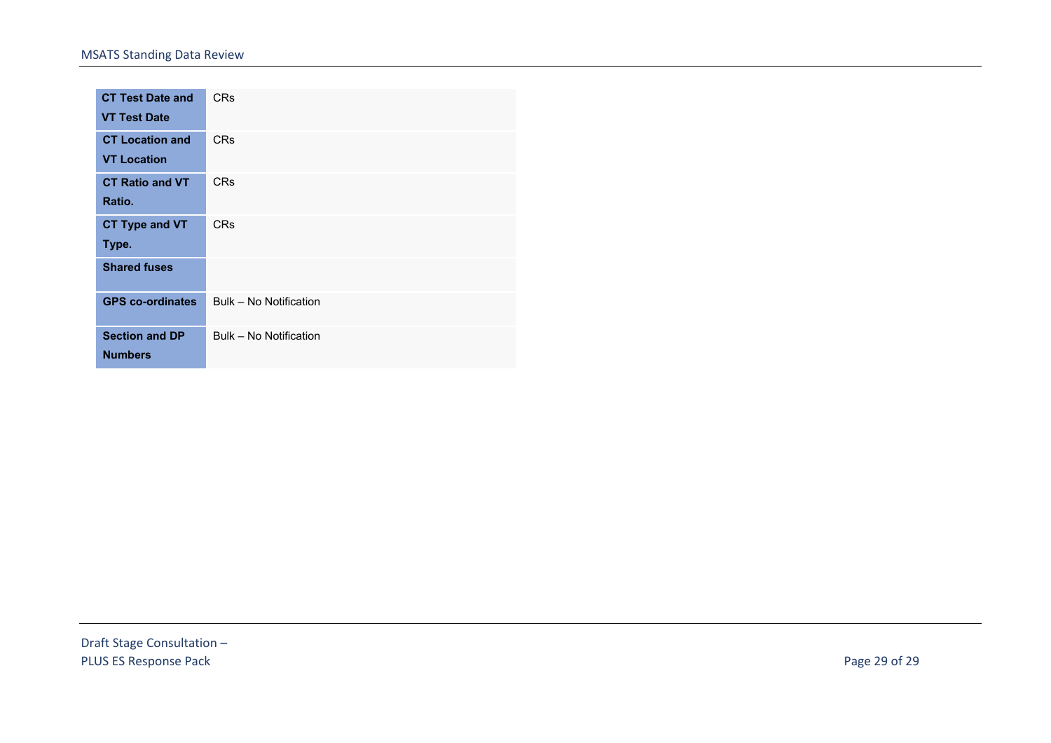| | |
|---|---|
| **CT Test Date and VT Test Date** | CRs |
| **CT Location and VT Location** | CRs |
| **CT Ratio and VT Ratio.** | CRs |
| **CT Type and VT Type.** | CRs |
| **Shared fuses** | |
| **GPS co-ordinates** | Bulk – No Notification |
| **Section and DP Numbers** | Bulk – No Notification |